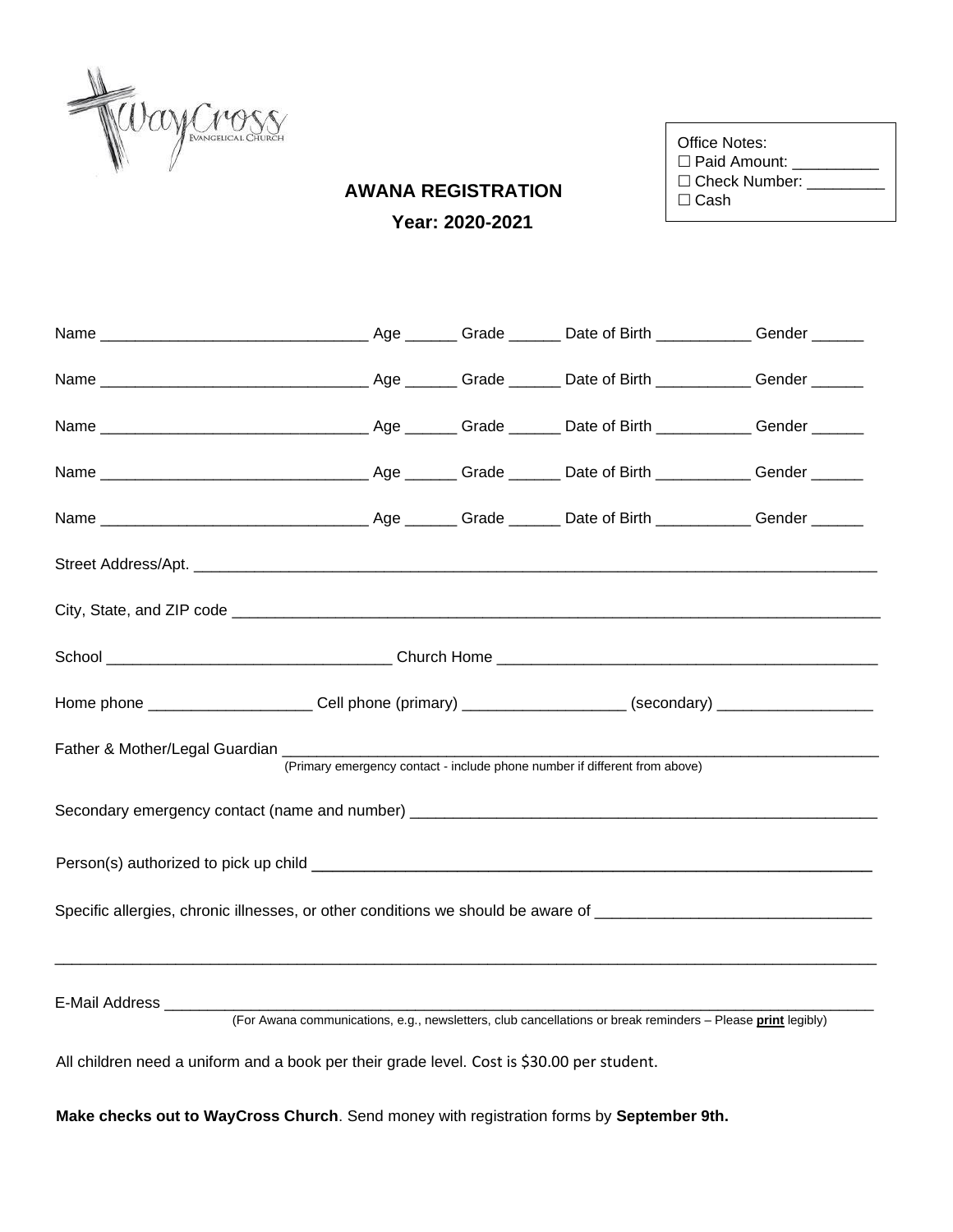WayCross Evangelical Church

Office Notes:
☐ Paid Amount: __________
☐ Check Number: _________
☐ Cash

**AWANA REGISTRATION**

**Year: 2020-2021**

Name ______________________________ Age ______ Grade ______ Date of Birth ___________ Gender ______

Name ______________________________ Age ______ Grade ______ Date of Birth ___________ Gender ______

Name ______________________________ Age ______ Grade ______ Date of Birth ___________ Gender ______

Name ______________________________ Age ______ Grade ______ Date of Birth ___________ Gender ______

Name ______________________________ Age ______ Grade ______ Date of Birth ___________ Gender ______

Street Address/Apt. ____________________________________________________________________________

City, State, and ZIP code ________________________________________________________________________

School ________________________________ Church Home ___________________________________________

Home phone __________________ Cell phone (primary) __________________ (secondary) _________________

Father & Mother/Legal Guardian ____________________________________________________________________
(Primary emergency contact - include phone number if different from above)

Secondary emergency contact (name and number) ______________________________________________________

Person(s) authorized to pick up child _______________________________________________________________

Specific allergies, chronic illnesses, or other conditions we should be aware of ______________________________

______________________________________________________________________________________________

E-Mail Address _________________________________________________________________________________
(For Awana communications, e.g., newsletters, club cancellations or break reminders – Please **print** legibly)

All children need a uniform and a book per their grade level. Cost is $30.00 per student.

**Make checks out to WayCross Church**. Send money with registration forms by **September 9th.**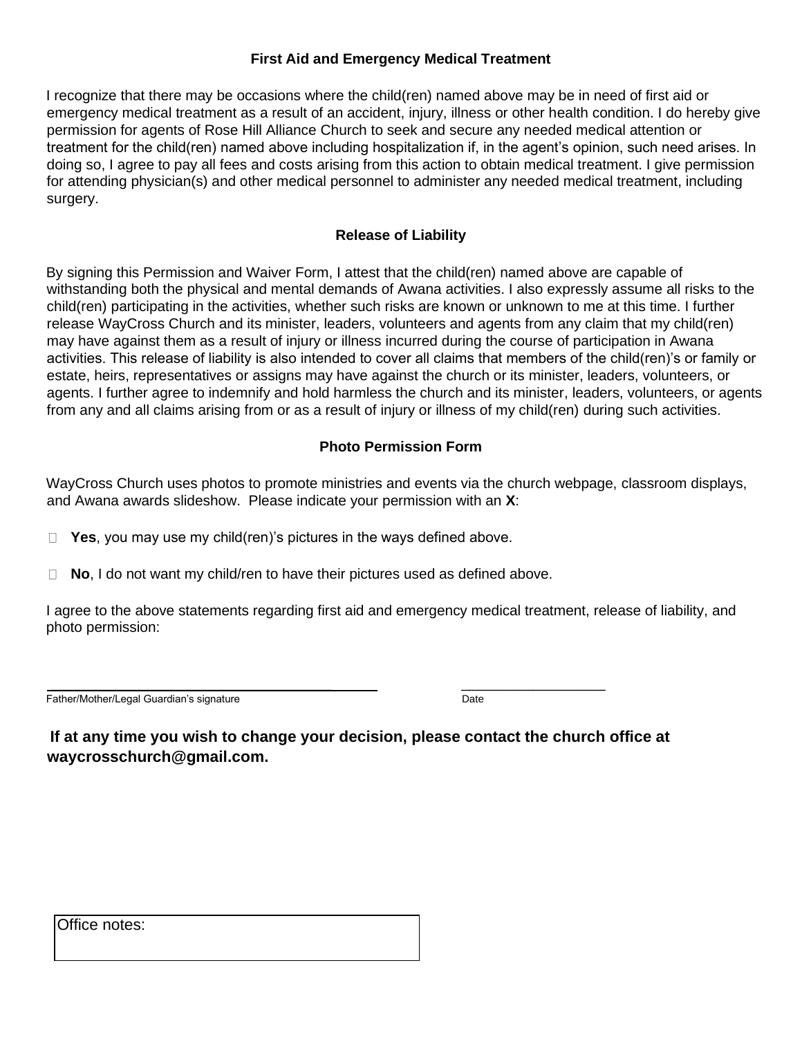### First Aid and Emergency Medical Treatment

I recognize that there may be occasions where the child(ren) named above may be in need of first aid or emergency medical treatment as a result of an accident, injury, illness or other health condition. I do hereby give permission for agents of Rose Hill Alliance Church to seek and secure any needed medical attention or treatment for the child(ren) named above including hospitalization if, in the agent's opinion, such need arises. In doing so, I agree to pay all fees and costs arising from this action to obtain medical treatment. I give permission for attending physician(s) and other medical personnel to administer any needed medical treatment, including surgery.

### Release of Liability

By signing this Permission and Waiver Form, I attest that the child(ren) named above are capable of withstanding both the physical and mental demands of Awana activities. I also expressly assume all risks to the child(ren) participating in the activities, whether such risks are known or unknown to me at this time. I further release WayCross Church and its minister, leaders, volunteers and agents from any claim that my child(ren) may have against them as a result of injury or illness incurred during the course of participation in Awana activities. This release of liability is also intended to cover all claims that members of the child(ren)'s or family or estate, heirs, representatives or assigns may have against the church or its minister, leaders, volunteers, or agents. I further agree to indemnify and hold harmless the church and its minister, leaders, volunteers, or agents from any and all claims arising from or as a result of injury or illness of my child(ren) during such activities.

### Photo Permission Form

WayCross Church uses photos to promote ministries and events via the church webpage, classroom displays, and Awana awards slideshow. Please indicate your permission with an **X**:

- ☐ **Yes**, you may use my child(ren)'s pictures in the ways defined above.
- ☐ **No**, I do not want my child/ren to have their pictures used as defined above.

I agree to the above statements regarding first aid and emergency medical treatment, release of liability, and photo permission:

______________________________________________ ____________________

Father/Mother/Legal Guardian's signature Date

**If at any time you wish to change your decision, please contact the church office at waycrosschurch@gmail.com.**

| Office notes: |
| --- |
| |